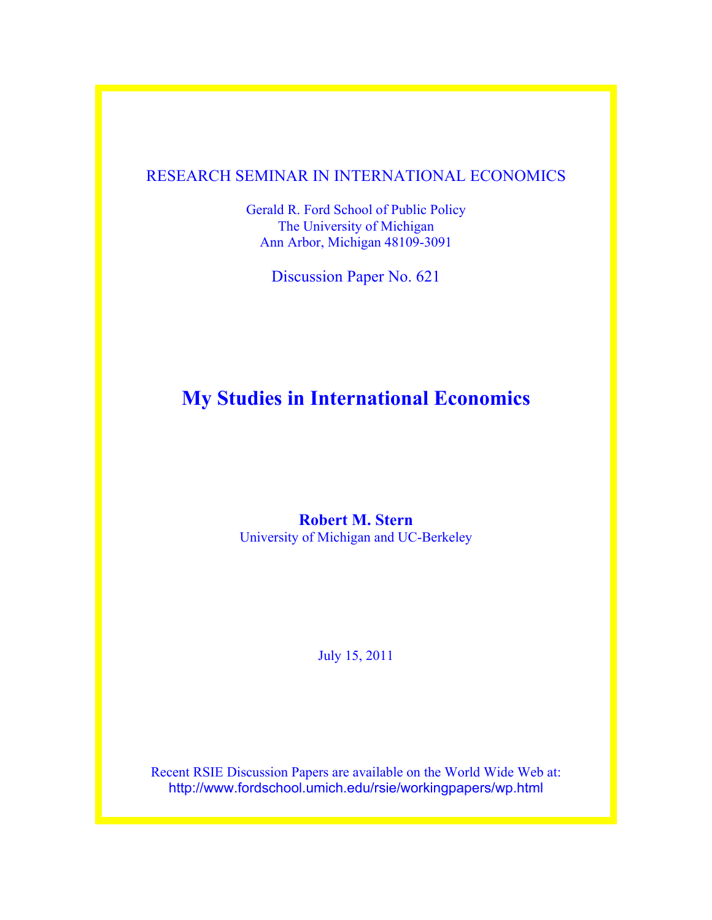RESEARCH SEMINAR IN INTERNATIONAL ECONOMICS

Gerald R. Ford School of Public Policy
The University of Michigan
Ann Arbor, Michigan 48109-3091

Discussion Paper No. 621

# My Studies in International Economics

**Robert M. Stern**
University of Michigan and UC-Berkeley

July 15, 2011

Recent RSIE Discussion Papers are available on the World Wide Web at:
http://www.fordschool.umich.edu/rsie/workingpapers/wp.html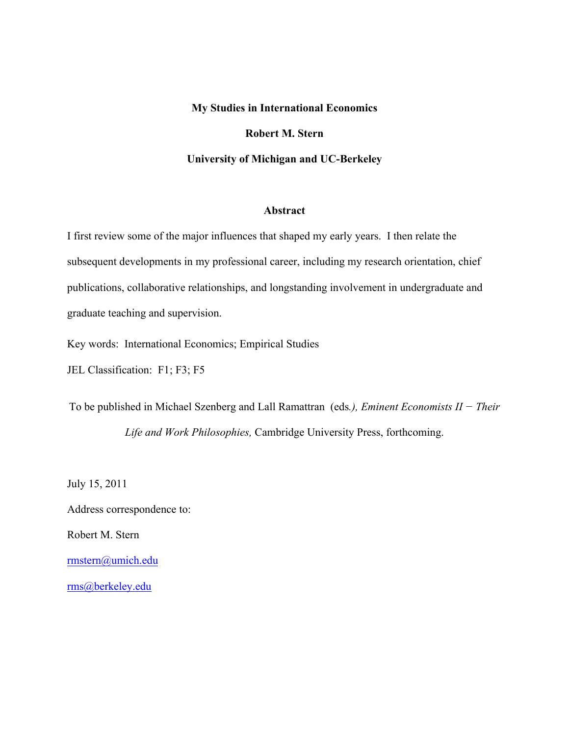**My Studies in International Economics**

**Robert M. Stern**

**University of Michigan and UC-Berkeley**

**Abstract**

I first review some of the major influences that shaped my early years. I then relate the subsequent developments in my professional career, including my research orientation, chief publications, collaborative relationships, and longstanding involvement in undergraduate and graduate teaching and supervision.

Key words: International Economics; Empirical Studies

JEL Classification: F1; F3; F5

To be published in Michael Szenberg and Lall Ramattran (eds*.), Eminent Economists II − Their Life and Work Philosophies,* Cambridge University Press, forthcoming.

July 15, 2011

Address correspondence to:

Robert M. Stern

rmstern@umich.edu

rms@berkeley.edu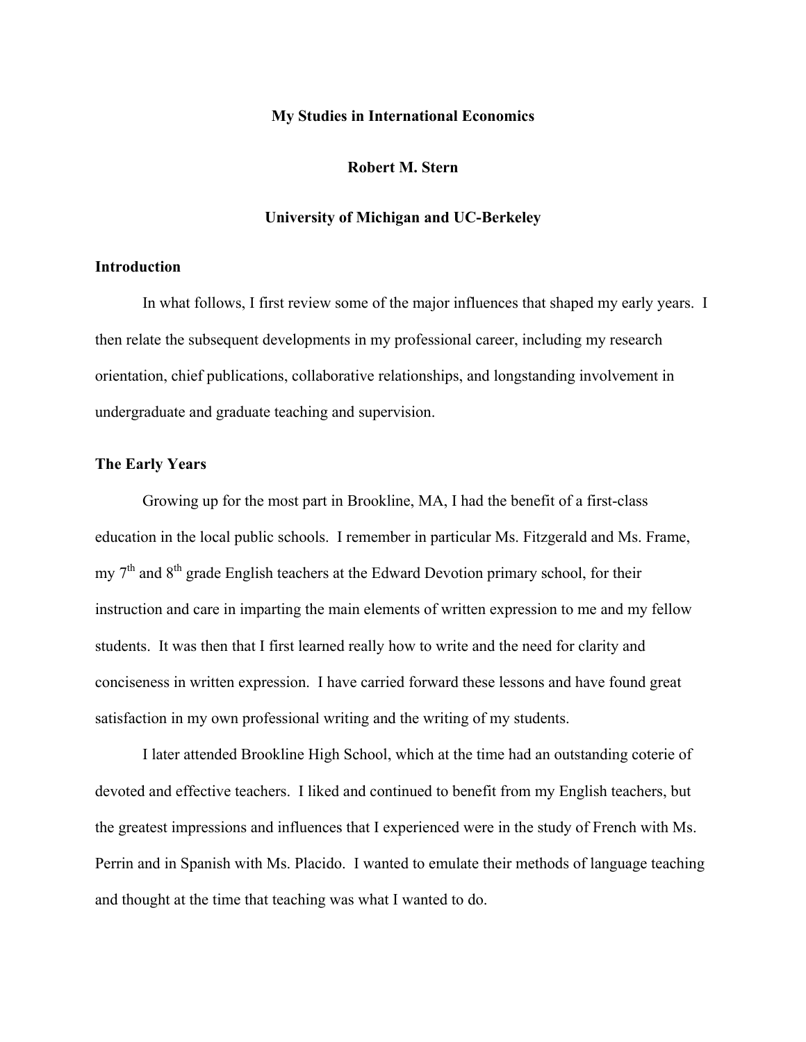# My Studies in International Economics

**Robert M. Stern**

**University of Michigan and UC-Berkeley**

## Introduction

In what follows, I first review some of the major influences that shaped my early years. I then relate the subsequent developments in my professional career, including my research orientation, chief publications, collaborative relationships, and longstanding involvement in undergraduate and graduate teaching and supervision.

## The Early Years

Growing up for the most part in Brookline, MA, I had the benefit of a first-class education in the local public schools. I remember in particular Ms. Fitzgerald and Ms. Frame, my 7th and 8th grade English teachers at the Edward Devotion primary school, for their instruction and care in imparting the main elements of written expression to me and my fellow students. It was then that I first learned really how to write and the need for clarity and conciseness in written expression. I have carried forward these lessons and have found great satisfaction in my own professional writing and the writing of my students.

I later attended Brookline High School, which at the time had an outstanding coterie of devoted and effective teachers. I liked and continued to benefit from my English teachers, but the greatest impressions and influences that I experienced were in the study of French with Ms. Perrin and in Spanish with Ms. Placido. I wanted to emulate their methods of language teaching and thought at the time that teaching was what I wanted to do.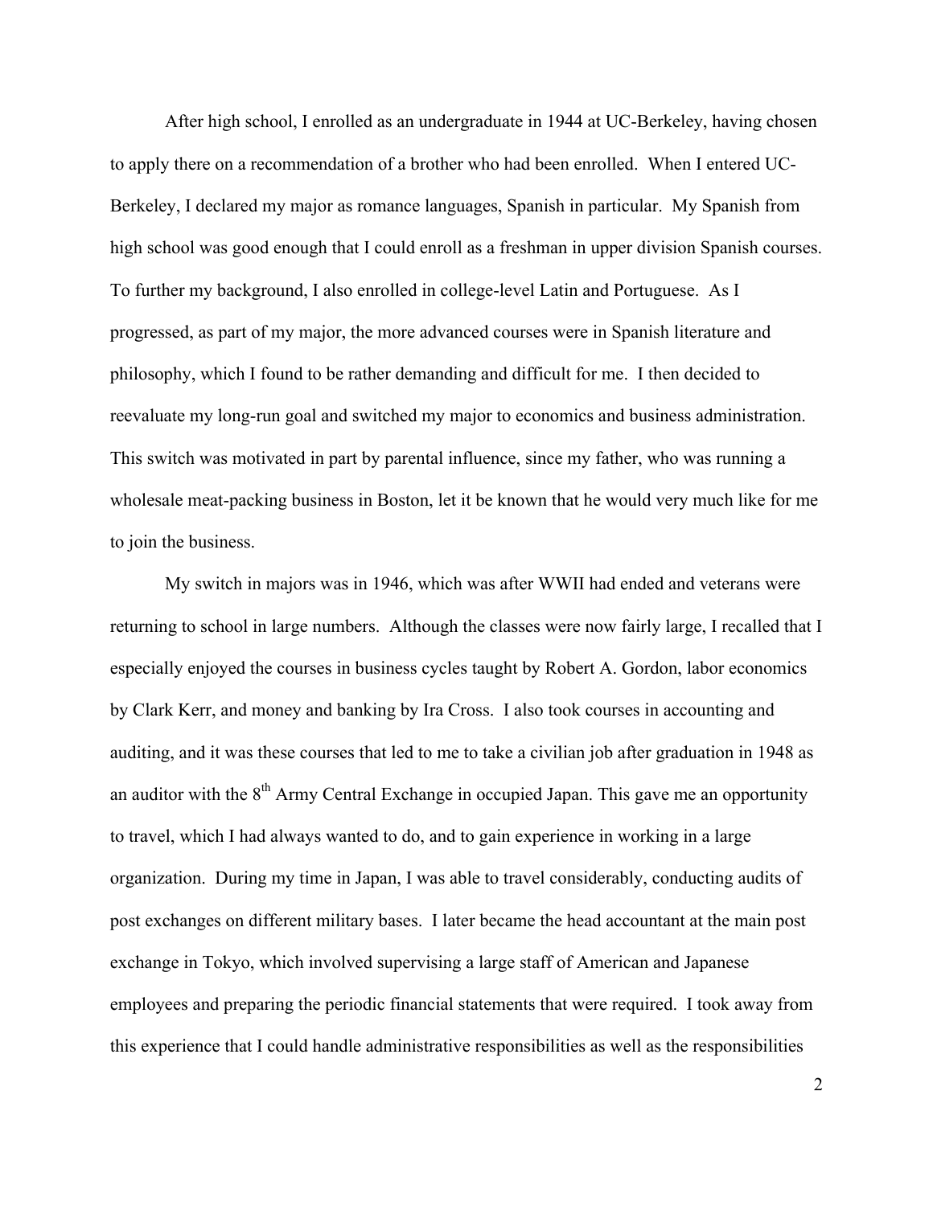After high school, I enrolled as an undergraduate in 1944 at UC-Berkeley, having chosen to apply there on a recommendation of a brother who had been enrolled. When I entered UC-Berkeley, I declared my major as romance languages, Spanish in particular. My Spanish from high school was good enough that I could enroll as a freshman in upper division Spanish courses. To further my background, I also enrolled in college-level Latin and Portuguese. As I progressed, as part of my major, the more advanced courses were in Spanish literature and philosophy, which I found to be rather demanding and difficult for me. I then decided to reevaluate my long-run goal and switched my major to economics and business administration. This switch was motivated in part by parental influence, since my father, who was running a wholesale meat-packing business in Boston, let it be known that he would very much like for me to join the business.

My switch in majors was in 1946, which was after WWII had ended and veterans were returning to school in large numbers. Although the classes were now fairly large, I recalled that I especially enjoyed the courses in business cycles taught by Robert A. Gordon, labor economics by Clark Kerr, and money and banking by Ira Cross. I also took courses in accounting and auditing, and it was these courses that led to me to take a civilian job after graduation in 1948 as an auditor with the 8th Army Central Exchange in occupied Japan. This gave me an opportunity to travel, which I had always wanted to do, and to gain experience in working in a large organization. During my time in Japan, I was able to travel considerably, conducting audits of post exchanges on different military bases. I later became the head accountant at the main post exchange in Tokyo, which involved supervising a large staff of American and Japanese employees and preparing the periodic financial statements that were required. I took away from this experience that I could handle administrative responsibilities as well as the responsibilities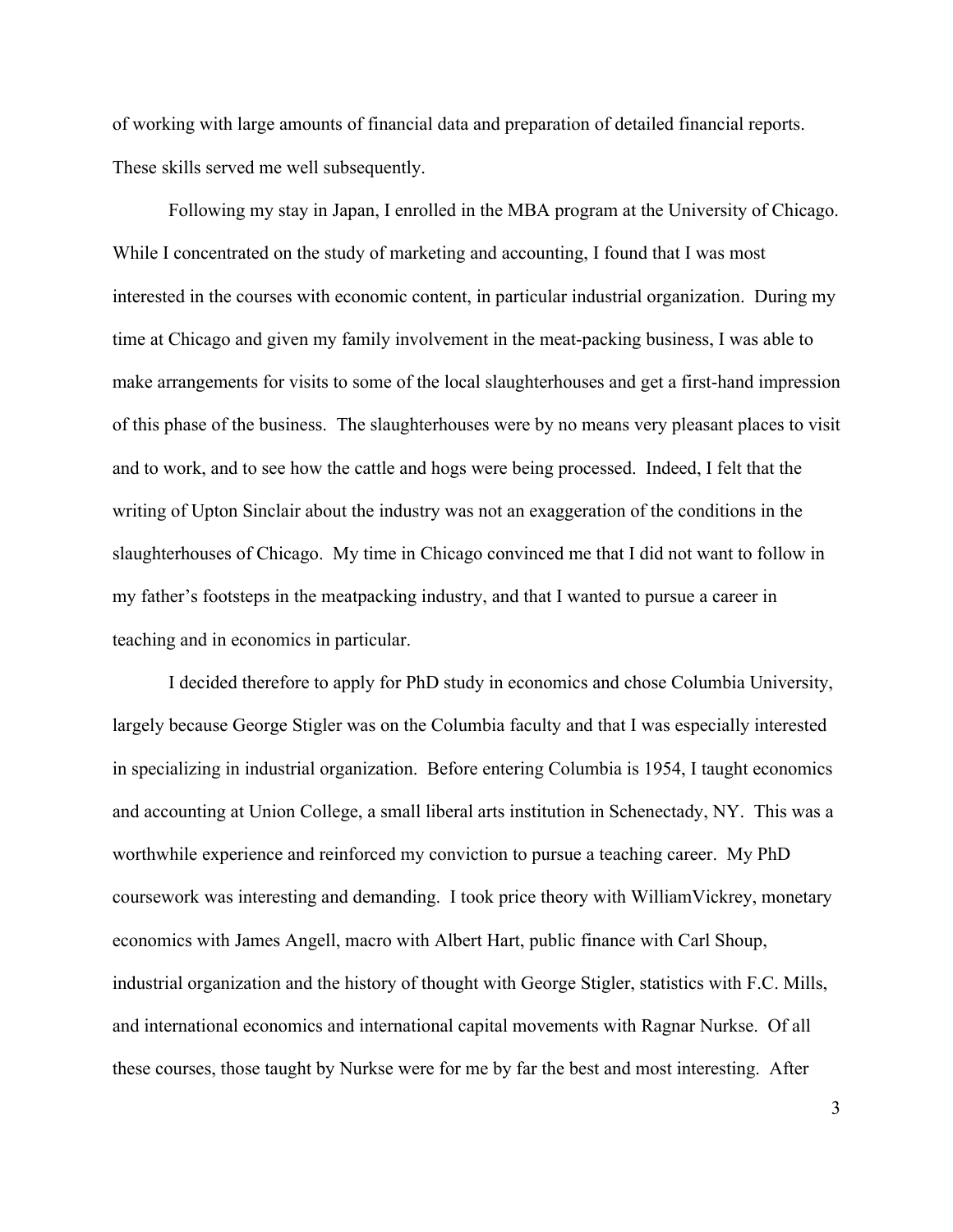of working with large amounts of financial data and preparation of detailed financial reports. These skills served me well subsequently.

Following my stay in Japan, I enrolled in the MBA program at the University of Chicago. While I concentrated on the study of marketing and accounting, I found that I was most interested in the courses with economic content, in particular industrial organization. During my time at Chicago and given my family involvement in the meat-packing business, I was able to make arrangements for visits to some of the local slaughterhouses and get a first-hand impression of this phase of the business. The slaughterhouses were by no means very pleasant places to visit and to work, and to see how the cattle and hogs were being processed. Indeed, I felt that the writing of Upton Sinclair about the industry was not an exaggeration of the conditions in the slaughterhouses of Chicago. My time in Chicago convinced me that I did not want to follow in my father's footsteps in the meatpacking industry, and that I wanted to pursue a career in teaching and in economics in particular.

I decided therefore to apply for PhD study in economics and chose Columbia University, largely because George Stigler was on the Columbia faculty and that I was especially interested in specializing in industrial organization. Before entering Columbia is 1954, I taught economics and accounting at Union College, a small liberal arts institution in Schenectady, NY. This was a worthwhile experience and reinforced my conviction to pursue a teaching career. My PhD coursework was interesting and demanding. I took price theory with WilliamVickrey, monetary economics with James Angell, macro with Albert Hart, public finance with Carl Shoup, industrial organization and the history of thought with George Stigler, statistics with F.C. Mills, and international economics and international capital movements with Ragnar Nurkse. Of all these courses, those taught by Nurkse were for me by far the best and most interesting. After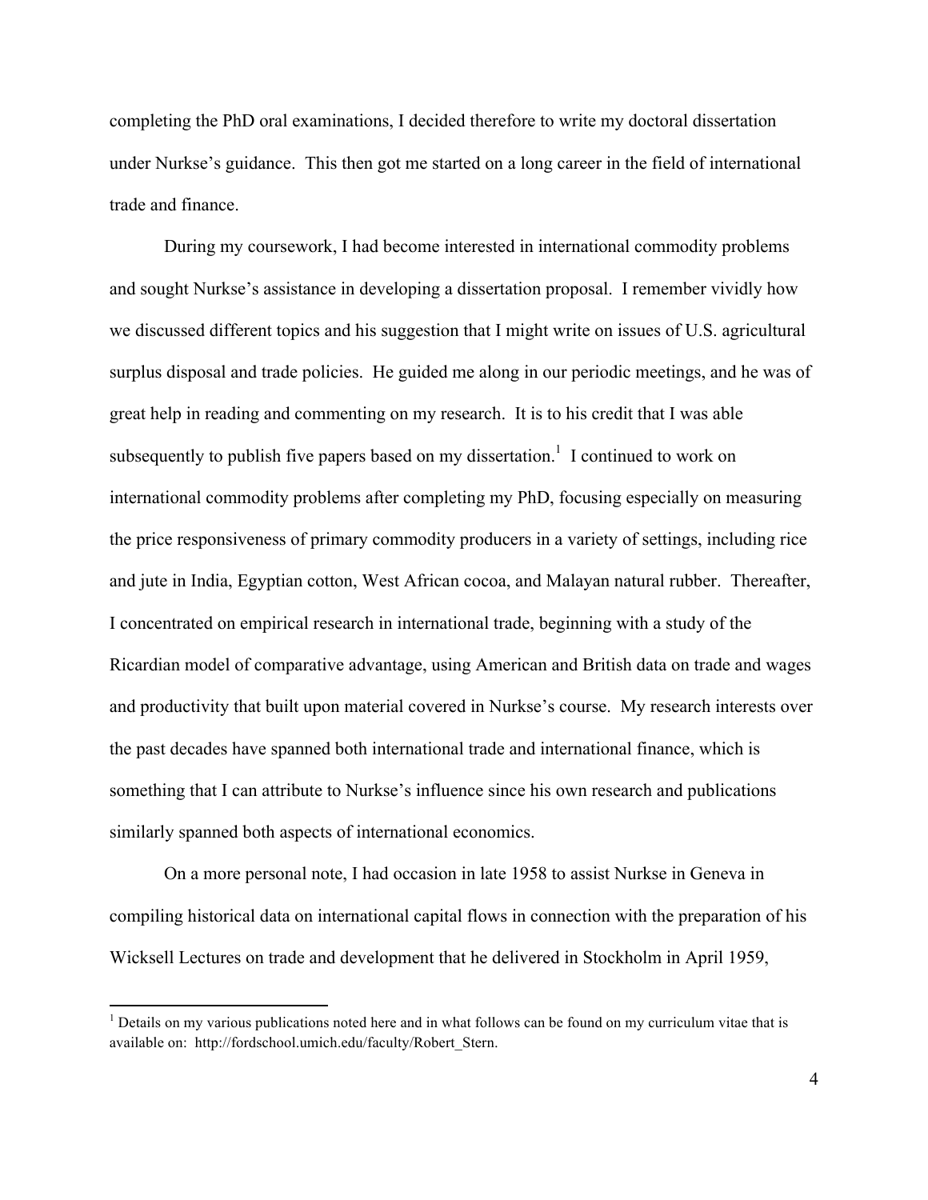completing the PhD oral examinations, I decided therefore to write my doctoral dissertation under Nurkse's guidance. This then got me started on a long career in the field of international trade and finance.

During my coursework, I had become interested in international commodity problems and sought Nurkse's assistance in developing a dissertation proposal. I remember vividly how we discussed different topics and his suggestion that I might write on issues of U.S. agricultural surplus disposal and trade policies. He guided me along in our periodic meetings, and he was of great help in reading and commenting on my research. It is to his credit that I was able subsequently to publish five papers based on my dissertation.[1] I continued to work on international commodity problems after completing my PhD, focusing especially on measuring the price responsiveness of primary commodity producers in a variety of settings, including rice and jute in India, Egyptian cotton, West African cocoa, and Malayan natural rubber. Thereafter, I concentrated on empirical research in international trade, beginning with a study of the Ricardian model of comparative advantage, using American and British data on trade and wages and productivity that built upon material covered in Nurkse's course. My research interests over the past decades have spanned both international trade and international finance, which is something that I can attribute to Nurkse's influence since his own research and publications similarly spanned both aspects of international economics.

On a more personal note, I had occasion in late 1958 to assist Nurkse in Geneva in compiling historical data on international capital flows in connection with the preparation of his Wicksell Lectures on trade and development that he delivered in Stockholm in April 1959,

[1] Details on my various publications noted here and in what follows can be found on my curriculum vitae that is available on: http://fordschool.umich.edu/faculty/Robert_Stern.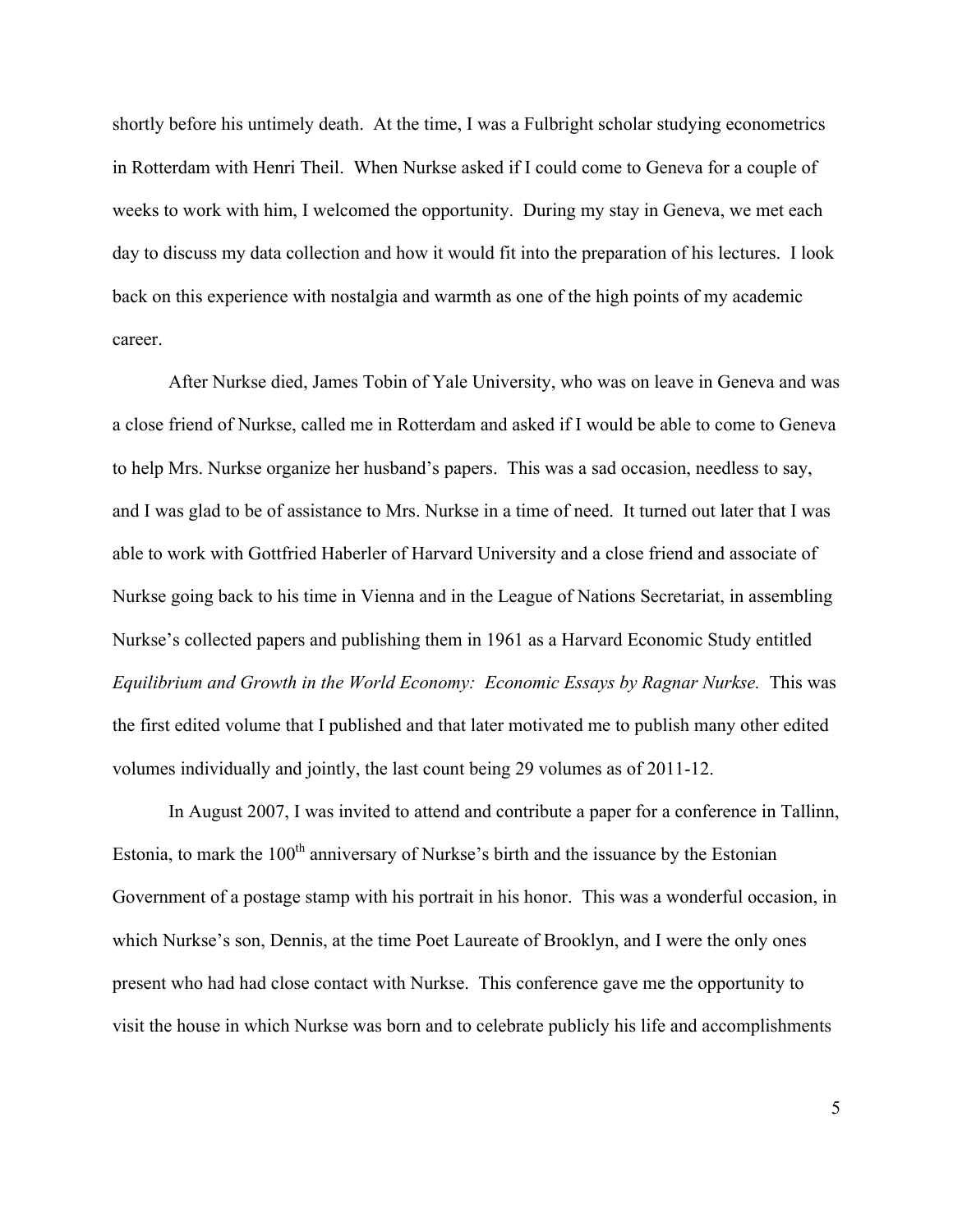shortly before his untimely death. At the time, I was a Fulbright scholar studying econometrics in Rotterdam with Henri Theil. When Nurkse asked if I could come to Geneva for a couple of weeks to work with him, I welcomed the opportunity. During my stay in Geneva, we met each day to discuss my data collection and how it would fit into the preparation of his lectures. I look back on this experience with nostalgia and warmth as one of the high points of my academic career.

After Nurkse died, James Tobin of Yale University, who was on leave in Geneva and was a close friend of Nurkse, called me in Rotterdam and asked if I would be able to come to Geneva to help Mrs. Nurkse organize her husband's papers. This was a sad occasion, needless to say, and I was glad to be of assistance to Mrs. Nurkse in a time of need. It turned out later that I was able to work with Gottfried Haberler of Harvard University and a close friend and associate of Nurkse going back to his time in Vienna and in the League of Nations Secretariat, in assembling Nurkse's collected papers and publishing them in 1961 as a Harvard Economic Study entitled *Equilibrium and Growth in the World Economy: Economic Essays by Ragnar Nurkse.* This was the first edited volume that I published and that later motivated me to publish many other edited volumes individually and jointly, the last count being 29 volumes as of 2011-12.

In August 2007, I was invited to attend and contribute a paper for a conference in Tallinn, Estonia, to mark the 100th anniversary of Nurkse's birth and the issuance by the Estonian Government of a postage stamp with his portrait in his honor. This was a wonderful occasion, in which Nurkse's son, Dennis, at the time Poet Laureate of Brooklyn, and I were the only ones present who had had close contact with Nurkse. This conference gave me the opportunity to visit the house in which Nurkse was born and to celebrate publicly his life and accomplishments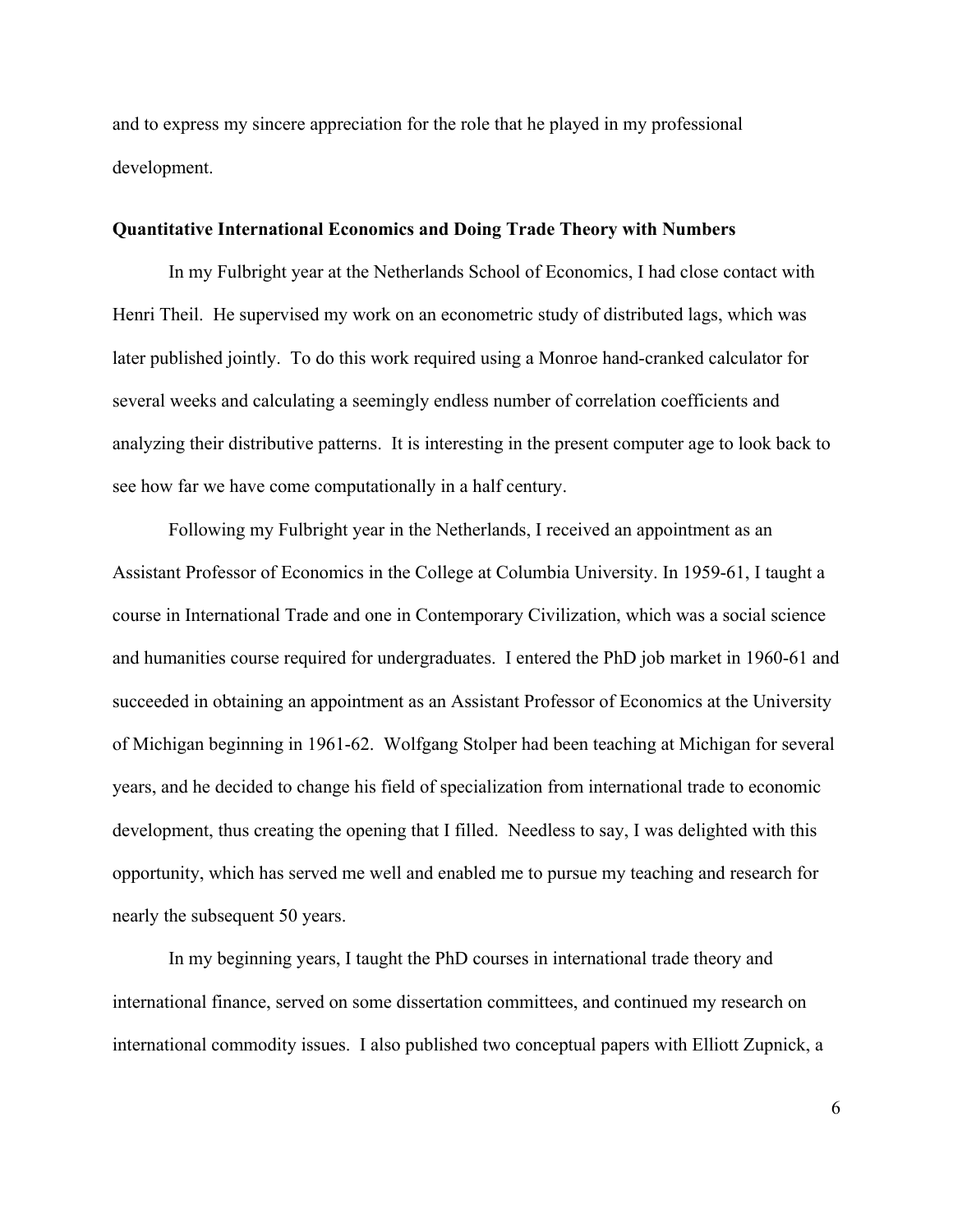and to express my sincere appreciation for the role that he played in my professional development.

**Quantitative International Economics and Doing Trade Theory with Numbers**

In my Fulbright year at the Netherlands School of Economics, I had close contact with Henri Theil. He supervised my work on an econometric study of distributed lags, which was later published jointly. To do this work required using a Monroe hand-cranked calculator for several weeks and calculating a seemingly endless number of correlation coefficients and analyzing their distributive patterns. It is interesting in the present computer age to look back to see how far we have come computationally in a half century.

Following my Fulbright year in the Netherlands, I received an appointment as an Assistant Professor of Economics in the College at Columbia University. In 1959-61, I taught a course in International Trade and one in Contemporary Civilization, which was a social science and humanities course required for undergraduates. I entered the PhD job market in 1960-61 and succeeded in obtaining an appointment as an Assistant Professor of Economics at the University of Michigan beginning in 1961-62. Wolfgang Stolper had been teaching at Michigan for several years, and he decided to change his field of specialization from international trade to economic development, thus creating the opening that I filled. Needless to say, I was delighted with this opportunity, which has served me well and enabled me to pursue my teaching and research for nearly the subsequent 50 years.

In my beginning years, I taught the PhD courses in international trade theory and international finance, served on some dissertation committees, and continued my research on international commodity issues. I also published two conceptual papers with Elliott Zupnick, a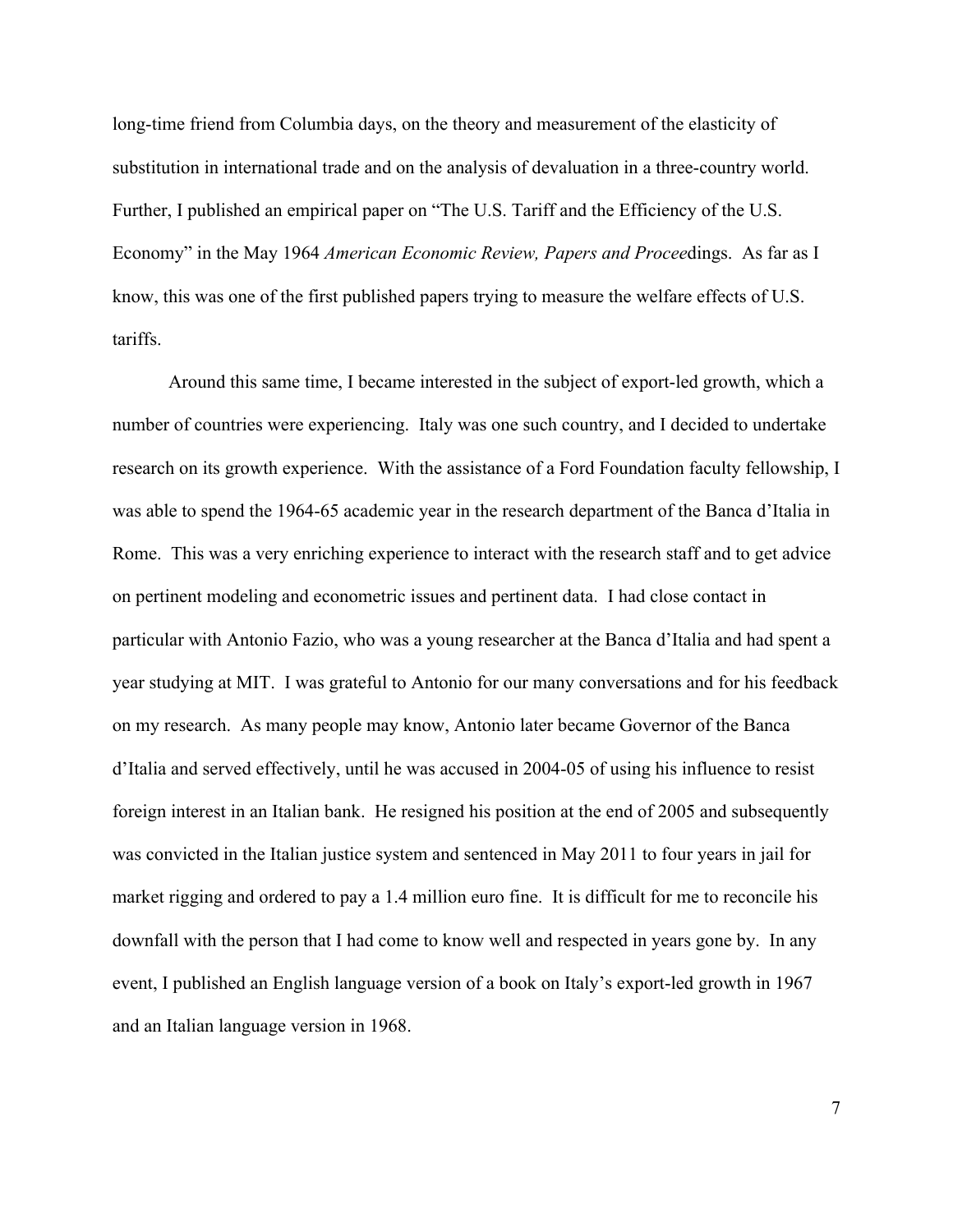long-time friend from Columbia days, on the theory and measurement of the elasticity of substitution in international trade and on the analysis of devaluation in a three-country world. Further, I published an empirical paper on "The U.S. Tariff and the Efficiency of the U.S. Economy" in the May 1964 *American Economic Review, Papers and Procee*dings. As far as I know, this was one of the first published papers trying to measure the welfare effects of U.S. tariffs.

Around this same time, I became interested in the subject of export-led growth, which a number of countries were experiencing. Italy was one such country, and I decided to undertake research on its growth experience. With the assistance of a Ford Foundation faculty fellowship, I was able to spend the 1964-65 academic year in the research department of the Banca d'Italia in Rome. This was a very enriching experience to interact with the research staff and to get advice on pertinent modeling and econometric issues and pertinent data. I had close contact in particular with Antonio Fazio, who was a young researcher at the Banca d'Italia and had spent a year studying at MIT. I was grateful to Antonio for our many conversations and for his feedback on my research. As many people may know, Antonio later became Governor of the Banca d'Italia and served effectively, until he was accused in 2004-05 of using his influence to resist foreign interest in an Italian bank. He resigned his position at the end of 2005 and subsequently was convicted in the Italian justice system and sentenced in May 2011 to four years in jail for market rigging and ordered to pay a 1.4 million euro fine. It is difficult for me to reconcile his downfall with the person that I had come to know well and respected in years gone by. In any event, I published an English language version of a book on Italy's export-led growth in 1967 and an Italian language version in 1968.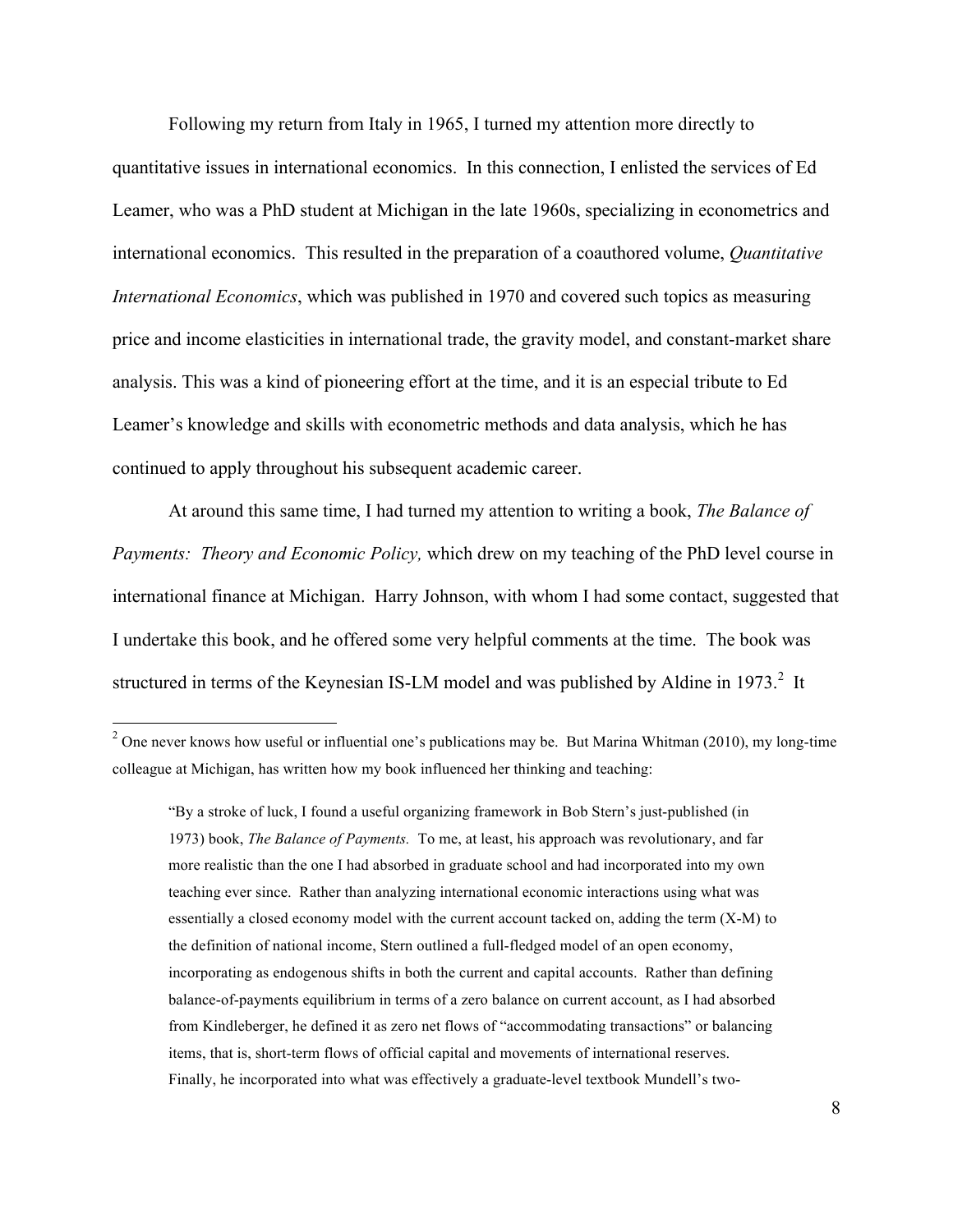Following my return from Italy in 1965, I turned my attention more directly to quantitative issues in international economics. In this connection, I enlisted the services of Ed Leamer, who was a PhD student at Michigan in the late 1960s, specializing in econometrics and international economics. This resulted in the preparation of a coauthored volume, *Quantitative International Economics*, which was published in 1970 and covered such topics as measuring price and income elasticities in international trade, the gravity model, and constant-market share analysis. This was a kind of pioneering effort at the time, and it is an especial tribute to Ed Leamer's knowledge and skills with econometric methods and data analysis, which he has continued to apply throughout his subsequent academic career.

At around this same time, I had turned my attention to writing a book, *The Balance of Payments: Theory and Economic Policy,* which drew on my teaching of the PhD level course in international finance at Michigan. Harry Johnson, with whom I had some contact, suggested that I undertake this book, and he offered some very helpful comments at the time. The book was structured in terms of the Keynesian IS-LM model and was published by Aldine in 1973.[2] It

---

[2] One never knows how useful or influential one's publications may be. But Marina Whitman (2010), my long-time colleague at Michigan, has written how my book influenced her thinking and teaching:

> "By a stroke of luck, I found a useful organizing framework in Bob Stern's just-published (in 1973) book, *The Balance of Payments.* To me, at least, his approach was revolutionary, and far more realistic than the one I had absorbed in graduate school and had incorporated into my own teaching ever since. Rather than analyzing international economic interactions using what was essentially a closed economy model with the current account tacked on, adding the term (X-M) to the definition of national income, Stern outlined a full-fledged model of an open economy, incorporating as endogenous shifts in both the current and capital accounts. Rather than defining balance-of-payments equilibrium in terms of a zero balance on current account, as I had absorbed from Kindleberger, he defined it as zero net flows of "accommodating transactions" or balancing items, that is, short-term flows of official capital and movements of international reserves. Finally, he incorporated into what was effectively a graduate-level textbook Mundell's two-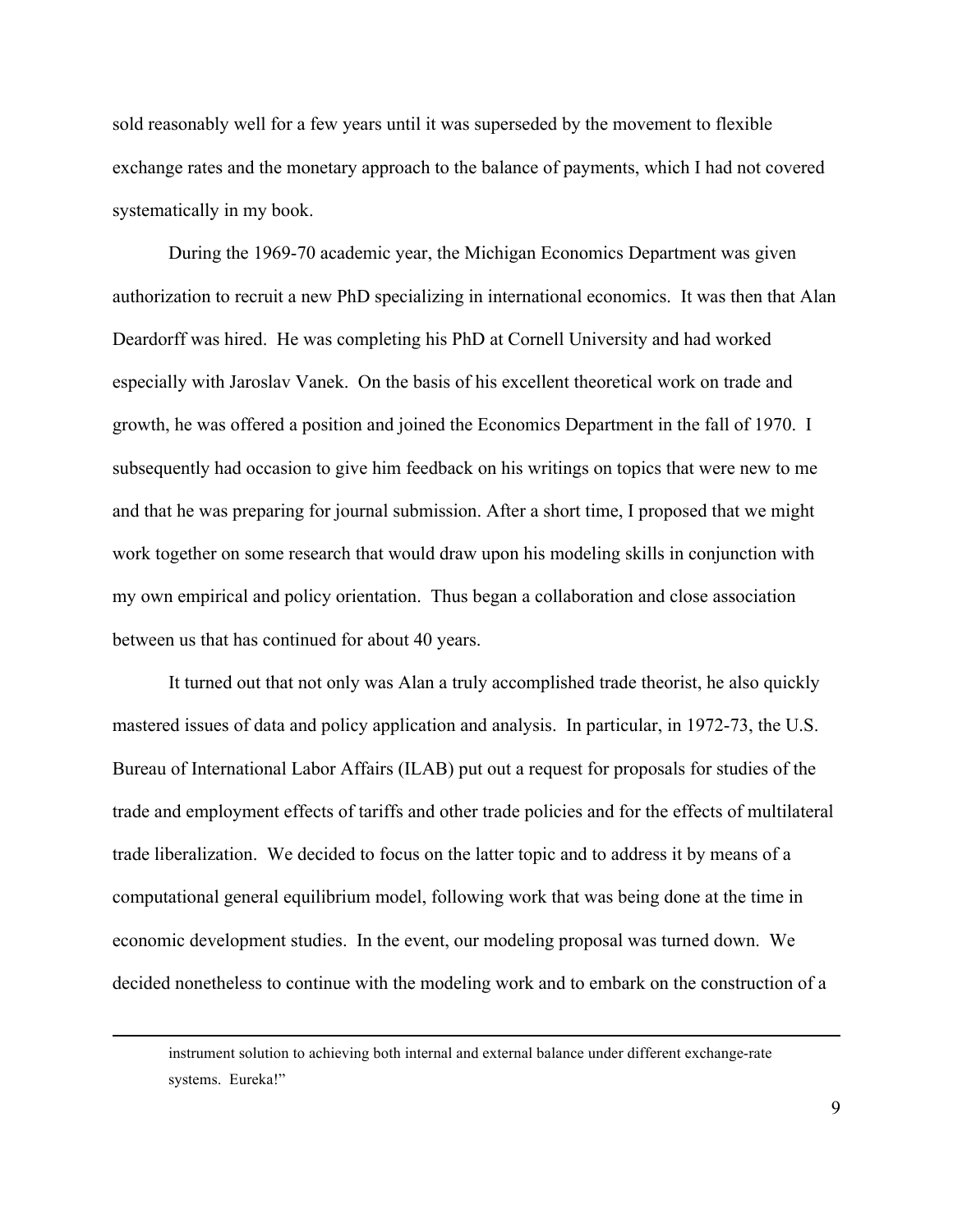sold reasonably well for a few years until it was superseded by the movement to flexible exchange rates and the monetary approach to the balance of payments, which I had not covered systematically in my book.

During the 1969-70 academic year, the Michigan Economics Department was given authorization to recruit a new PhD specializing in international economics. It was then that Alan Deardorff was hired. He was completing his PhD at Cornell University and had worked especially with Jaroslav Vanek. On the basis of his excellent theoretical work on trade and growth, he was offered a position and joined the Economics Department in the fall of 1970. I subsequently had occasion to give him feedback on his writings on topics that were new to me and that he was preparing for journal submission. After a short time, I proposed that we might work together on some research that would draw upon his modeling skills in conjunction with my own empirical and policy orientation. Thus began a collaboration and close association between us that has continued for about 40 years.

It turned out that not only was Alan a truly accomplished trade theorist, he also quickly mastered issues of data and policy application and analysis. In particular, in 1972-73, the U.S. Bureau of International Labor Affairs (ILAB) put out a request for proposals for studies of the trade and employment effects of tariffs and other trade policies and for the effects of multilateral trade liberalization. We decided to focus on the latter topic and to address it by means of a computational general equilibrium model, following work that was being done at the time in economic development studies. In the event, our modeling proposal was turned down. We decided nonetheless to continue with the modeling work and to embark on the construction of a

---

instrument solution to achieving both internal and external balance under different exchange-rate systems. Eureka!"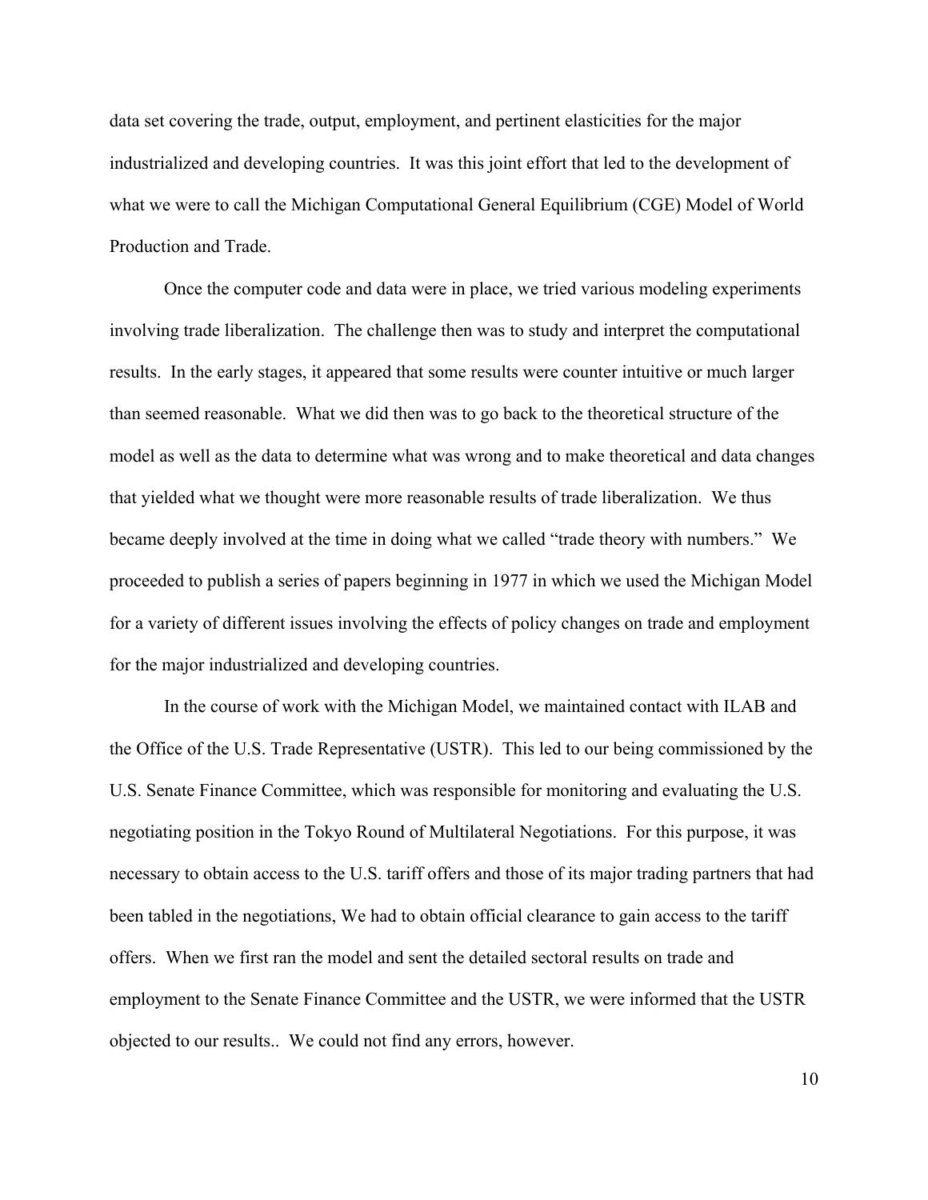data set covering the trade, output, employment, and pertinent elasticities for the major industrialized and developing countries. It was this joint effort that led to the development of what we were to call the Michigan Computational General Equilibrium (CGE) Model of World Production and Trade.

Once the computer code and data were in place, we tried various modeling experiments involving trade liberalization. The challenge then was to study and interpret the computational results. In the early stages, it appeared that some results were counter intuitive or much larger than seemed reasonable. What we did then was to go back to the theoretical structure of the model as well as the data to determine what was wrong and to make theoretical and data changes that yielded what we thought were more reasonable results of trade liberalization. We thus became deeply involved at the time in doing what we called "trade theory with numbers." We proceeded to publish a series of papers beginning in 1977 in which we used the Michigan Model for a variety of different issues involving the effects of policy changes on trade and employment for the major industrialized and developing countries.

In the course of work with the Michigan Model, we maintained contact with ILAB and the Office of the U.S. Trade Representative (USTR). This led to our being commissioned by the U.S. Senate Finance Committee, which was responsible for monitoring and evaluating the U.S. negotiating position in the Tokyo Round of Multilateral Negotiations. For this purpose, it was necessary to obtain access to the U.S. tariff offers and those of its major trading partners that had been tabled in the negotiations, We had to obtain official clearance to gain access to the tariff offers. When we first ran the model and sent the detailed sectoral results on trade and employment to the Senate Finance Committee and the USTR, we were informed that the USTR objected to our results.. We could not find any errors, however.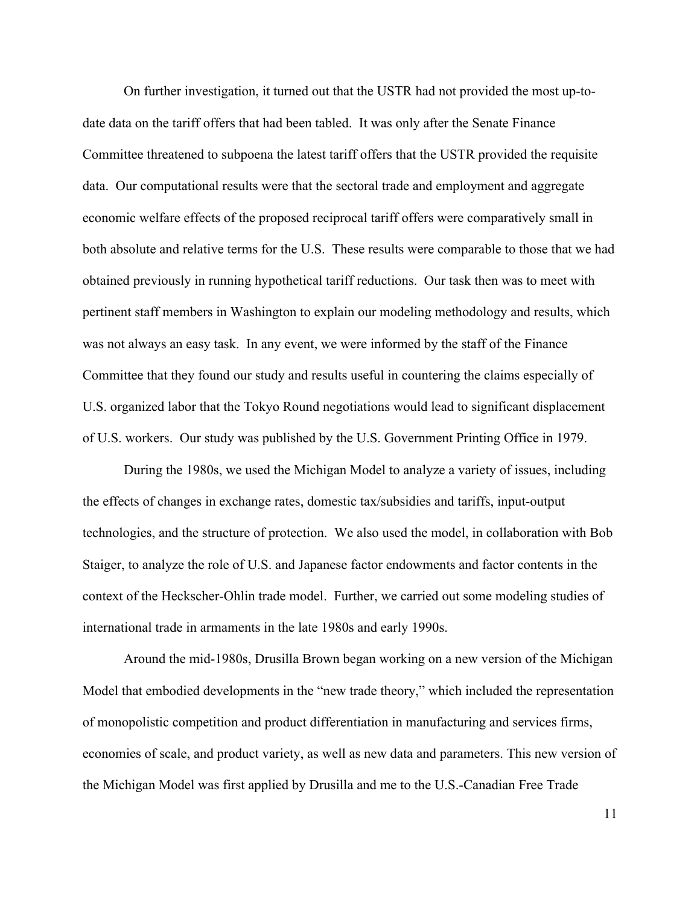On further investigation, it turned out that the USTR had not provided the most up-to-date data on the tariff offers that had been tabled. It was only after the Senate Finance Committee threatened to subpoena the latest tariff offers that the USTR provided the requisite data. Our computational results were that the sectoral trade and employment and aggregate economic welfare effects of the proposed reciprocal tariff offers were comparatively small in both absolute and relative terms for the U.S. These results were comparable to those that we had obtained previously in running hypothetical tariff reductions. Our task then was to meet with pertinent staff members in Washington to explain our modeling methodology and results, which was not always an easy task. In any event, we were informed by the staff of the Finance Committee that they found our study and results useful in countering the claims especially of U.S. organized labor that the Tokyo Round negotiations would lead to significant displacement of U.S. workers. Our study was published by the U.S. Government Printing Office in 1979.

During the 1980s, we used the Michigan Model to analyze a variety of issues, including the effects of changes in exchange rates, domestic tax/subsidies and tariffs, input-output technologies, and the structure of protection. We also used the model, in collaboration with Bob Staiger, to analyze the role of U.S. and Japanese factor endowments and factor contents in the context of the Heckscher-Ohlin trade model. Further, we carried out some modeling studies of international trade in armaments in the late 1980s and early 1990s.

Around the mid-1980s, Drusilla Brown began working on a new version of the Michigan Model that embodied developments in the "new trade theory," which included the representation of monopolistic competition and product differentiation in manufacturing and services firms, economies of scale, and product variety, as well as new data and parameters. This new version of the Michigan Model was first applied by Drusilla and me to the U.S.-Canadian Free Trade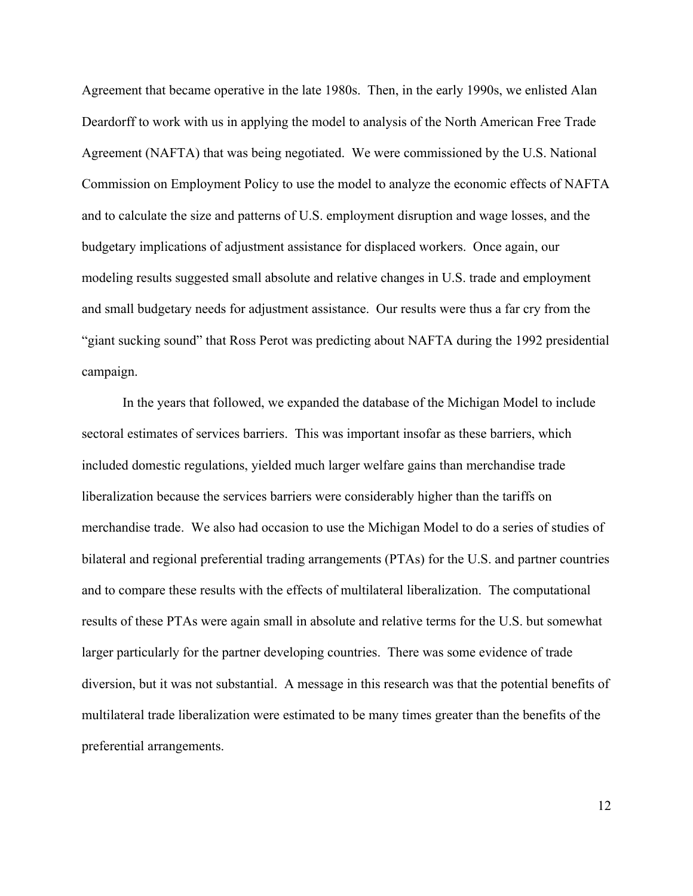Agreement that became operative in the late 1980s. Then, in the early 1990s, we enlisted Alan Deardorff to work with us in applying the model to analysis of the North American Free Trade Agreement (NAFTA) that was being negotiated. We were commissioned by the U.S. National Commission on Employment Policy to use the model to analyze the economic effects of NAFTA and to calculate the size and patterns of U.S. employment disruption and wage losses, and the budgetary implications of adjustment assistance for displaced workers. Once again, our modeling results suggested small absolute and relative changes in U.S. trade and employment and small budgetary needs for adjustment assistance. Our results were thus a far cry from the "giant sucking sound" that Ross Perot was predicting about NAFTA during the 1992 presidential campaign.

In the years that followed, we expanded the database of the Michigan Model to include sectoral estimates of services barriers. This was important insofar as these barriers, which included domestic regulations, yielded much larger welfare gains than merchandise trade liberalization because the services barriers were considerably higher than the tariffs on merchandise trade. We also had occasion to use the Michigan Model to do a series of studies of bilateral and regional preferential trading arrangements (PTAs) for the U.S. and partner countries and to compare these results with the effects of multilateral liberalization. The computational results of these PTAs were again small in absolute and relative terms for the U.S. but somewhat larger particularly for the partner developing countries. There was some evidence of trade diversion, but it was not substantial. A message in this research was that the potential benefits of multilateral trade liberalization were estimated to be many times greater than the benefits of the preferential arrangements.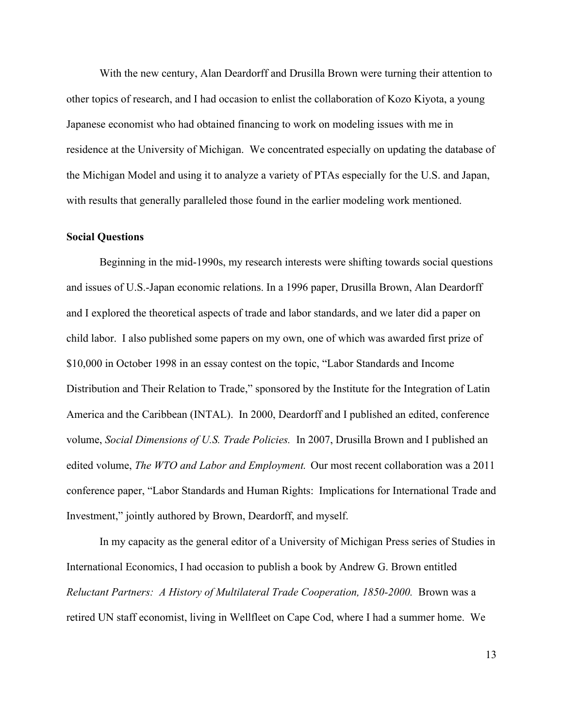With the new century, Alan Deardorff and Drusilla Brown were turning their attention to other topics of research, and I had occasion to enlist the collaboration of Kozo Kiyota, a young Japanese economist who had obtained financing to work on modeling issues with me in residence at the University of Michigan. We concentrated especially on updating the database of the Michigan Model and using it to analyze a variety of PTAs especially for the U.S. and Japan, with results that generally paralleled those found in the earlier modeling work mentioned.

**Social Questions**

Beginning in the mid-1990s, my research interests were shifting towards social questions and issues of U.S.-Japan economic relations. In a 1996 paper, Drusilla Brown, Alan Deardorff and I explored the theoretical aspects of trade and labor standards, and we later did a paper on child labor. I also published some papers on my own, one of which was awarded first prize of $10,000 in October 1998 in an essay contest on the topic, "Labor Standards and Income Distribution and Their Relation to Trade," sponsored by the Institute for the Integration of Latin America and the Caribbean (INTAL). In 2000, Deardorff and I published an edited, conference volume, *Social Dimensions of U.S. Trade Policies.* In 2007, Drusilla Brown and I published an edited volume, *The WTO and Labor and Employment.* Our most recent collaboration was a 2011 conference paper, "Labor Standards and Human Rights: Implications for International Trade and Investment," jointly authored by Brown, Deardorff, and myself.

In my capacity as the general editor of a University of Michigan Press series of Studies in International Economics, I had occasion to publish a book by Andrew G. Brown entitled *Reluctant Partners: A History of Multilateral Trade Cooperation, 1850-2000.* Brown was a retired UN staff economist, living in Wellfleet on Cape Cod, where I had a summer home. We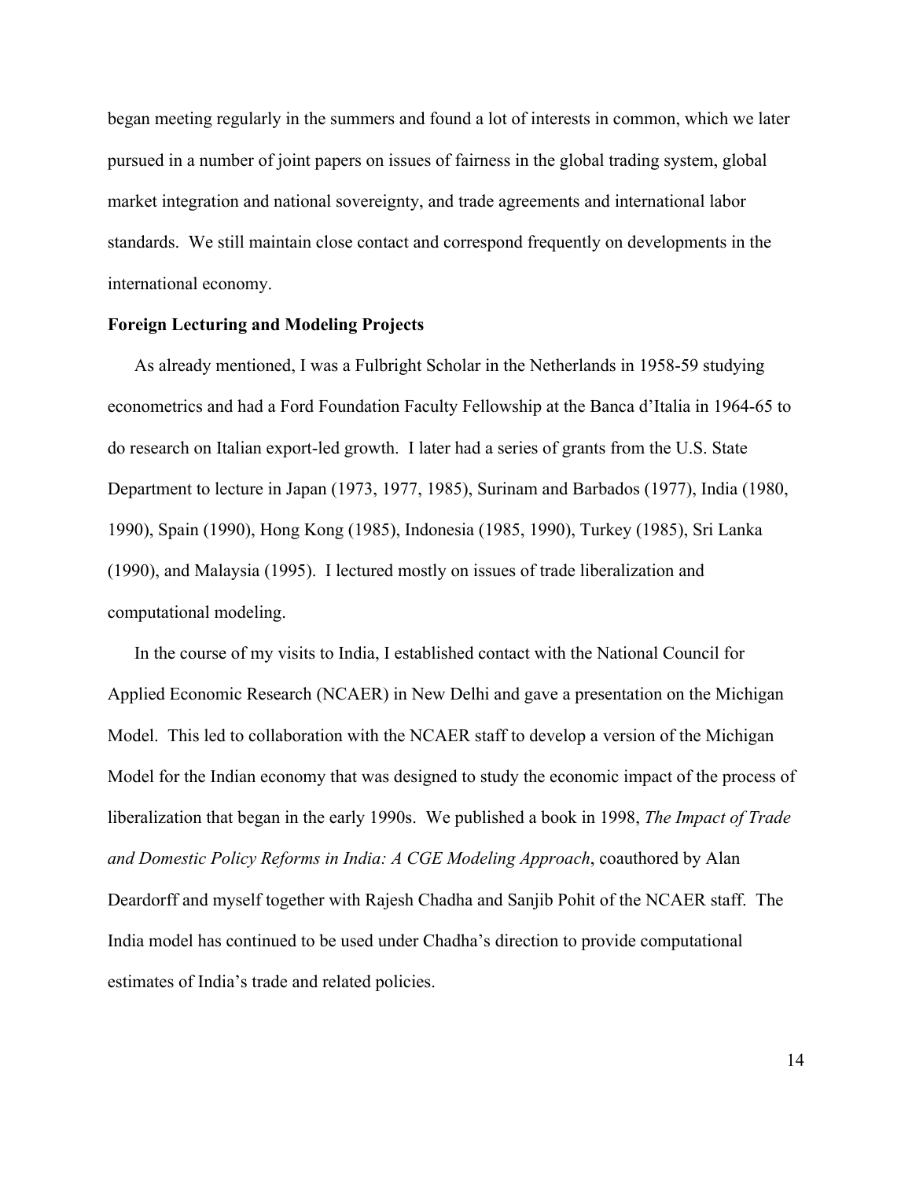began meeting regularly in the summers and found a lot of interests in common, which we later pursued in a number of joint papers on issues of fairness in the global trading system, global market integration and national sovereignty, and trade agreements and international labor standards. We still maintain close contact and correspond frequently on developments in the international economy.

**Foreign Lecturing and Modeling Projects**

As already mentioned, I was a Fulbright Scholar in the Netherlands in 1958-59 studying econometrics and had a Ford Foundation Faculty Fellowship at the Banca d'Italia in 1964-65 to do research on Italian export-led growth. I later had a series of grants from the U.S. State Department to lecture in Japan (1973, 1977, 1985), Surinam and Barbados (1977), India (1980, 1990), Spain (1990), Hong Kong (1985), Indonesia (1985, 1990), Turkey (1985), Sri Lanka (1990), and Malaysia (1995). I lectured mostly on issues of trade liberalization and computational modeling.

In the course of my visits to India, I established contact with the National Council for Applied Economic Research (NCAER) in New Delhi and gave a presentation on the Michigan Model. This led to collaboration with the NCAER staff to develop a version of the Michigan Model for the Indian economy that was designed to study the economic impact of the process of liberalization that began in the early 1990s. We published a book in 1998, *The Impact of Trade and Domestic Policy Reforms in India: A CGE Modeling Approach*, coauthored by Alan Deardorff and myself together with Rajesh Chadha and Sanjib Pohit of the NCAER staff. The India model has continued to be used under Chadha's direction to provide computational estimates of India's trade and related policies.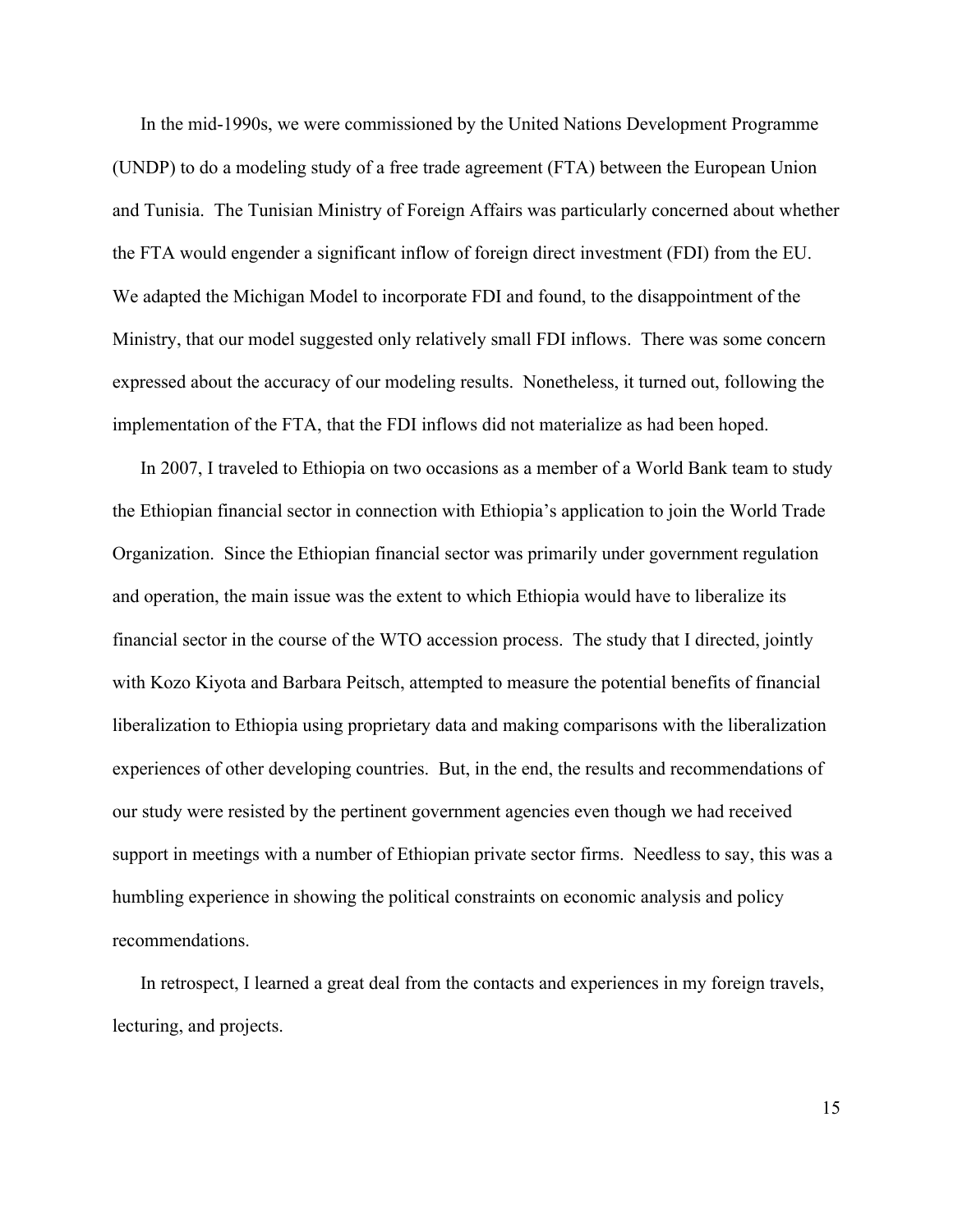In the mid-1990s, we were commissioned by the United Nations Development Programme (UNDP) to do a modeling study of a free trade agreement (FTA) between the European Union and Tunisia. The Tunisian Ministry of Foreign Affairs was particularly concerned about whether the FTA would engender a significant inflow of foreign direct investment (FDI) from the EU. We adapted the Michigan Model to incorporate FDI and found, to the disappointment of the Ministry, that our model suggested only relatively small FDI inflows. There was some concern expressed about the accuracy of our modeling results. Nonetheless, it turned out, following the implementation of the FTA, that the FDI inflows did not materialize as had been hoped.

In 2007, I traveled to Ethiopia on two occasions as a member of a World Bank team to study the Ethiopian financial sector in connection with Ethiopia's application to join the World Trade Organization. Since the Ethiopian financial sector was primarily under government regulation and operation, the main issue was the extent to which Ethiopia would have to liberalize its financial sector in the course of the WTO accession process. The study that I directed, jointly with Kozo Kiyota and Barbara Peitsch, attempted to measure the potential benefits of financial liberalization to Ethiopia using proprietary data and making comparisons with the liberalization experiences of other developing countries. But, in the end, the results and recommendations of our study were resisted by the pertinent government agencies even though we had received support in meetings with a number of Ethiopian private sector firms. Needless to say, this was a humbling experience in showing the political constraints on economic analysis and policy recommendations.

In retrospect, I learned a great deal from the contacts and experiences in my foreign travels, lecturing, and projects.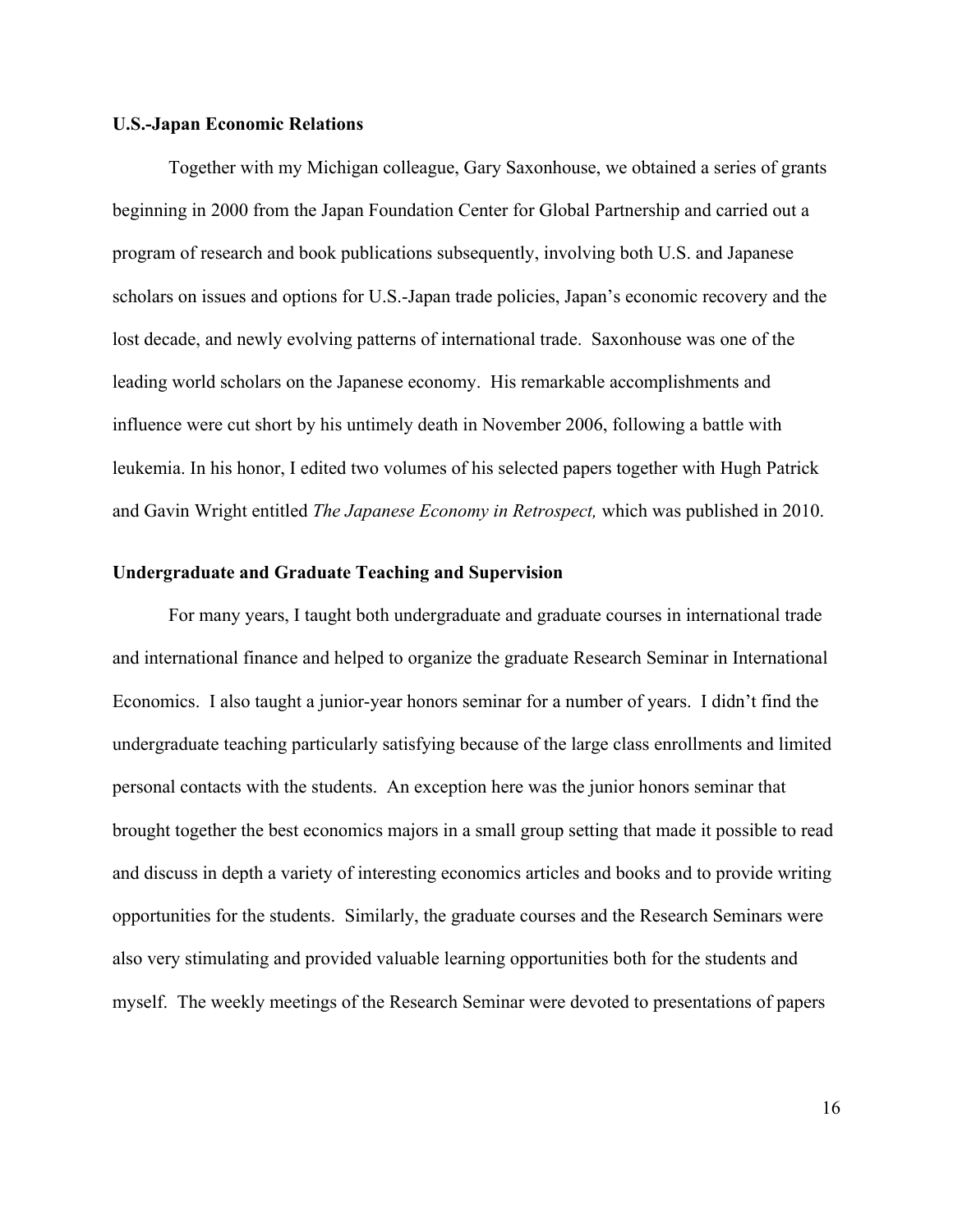**U.S.-Japan Economic Relations**

Together with my Michigan colleague, Gary Saxonhouse, we obtained a series of grants beginning in 2000 from the Japan Foundation Center for Global Partnership and carried out a program of research and book publications subsequently, involving both U.S. and Japanese scholars on issues and options for U.S.-Japan trade policies, Japan's economic recovery and the lost decade, and newly evolving patterns of international trade. Saxonhouse was one of the leading world scholars on the Japanese economy. His remarkable accomplishments and influence were cut short by his untimely death in November 2006, following a battle with leukemia. In his honor, I edited two volumes of his selected papers together with Hugh Patrick and Gavin Wright entitled *The Japanese Economy in Retrospect,* which was published in 2010.

**Undergraduate and Graduate Teaching and Supervision**

For many years, I taught both undergraduate and graduate courses in international trade and international finance and helped to organize the graduate Research Seminar in International Economics. I also taught a junior-year honors seminar for a number of years. I didn't find the undergraduate teaching particularly satisfying because of the large class enrollments and limited personal contacts with the students. An exception here was the junior honors seminar that brought together the best economics majors in a small group setting that made it possible to read and discuss in depth a variety of interesting economics articles and books and to provide writing opportunities for the students. Similarly, the graduate courses and the Research Seminars were also very stimulating and provided valuable learning opportunities both for the students and myself. The weekly meetings of the Research Seminar were devoted to presentations of papers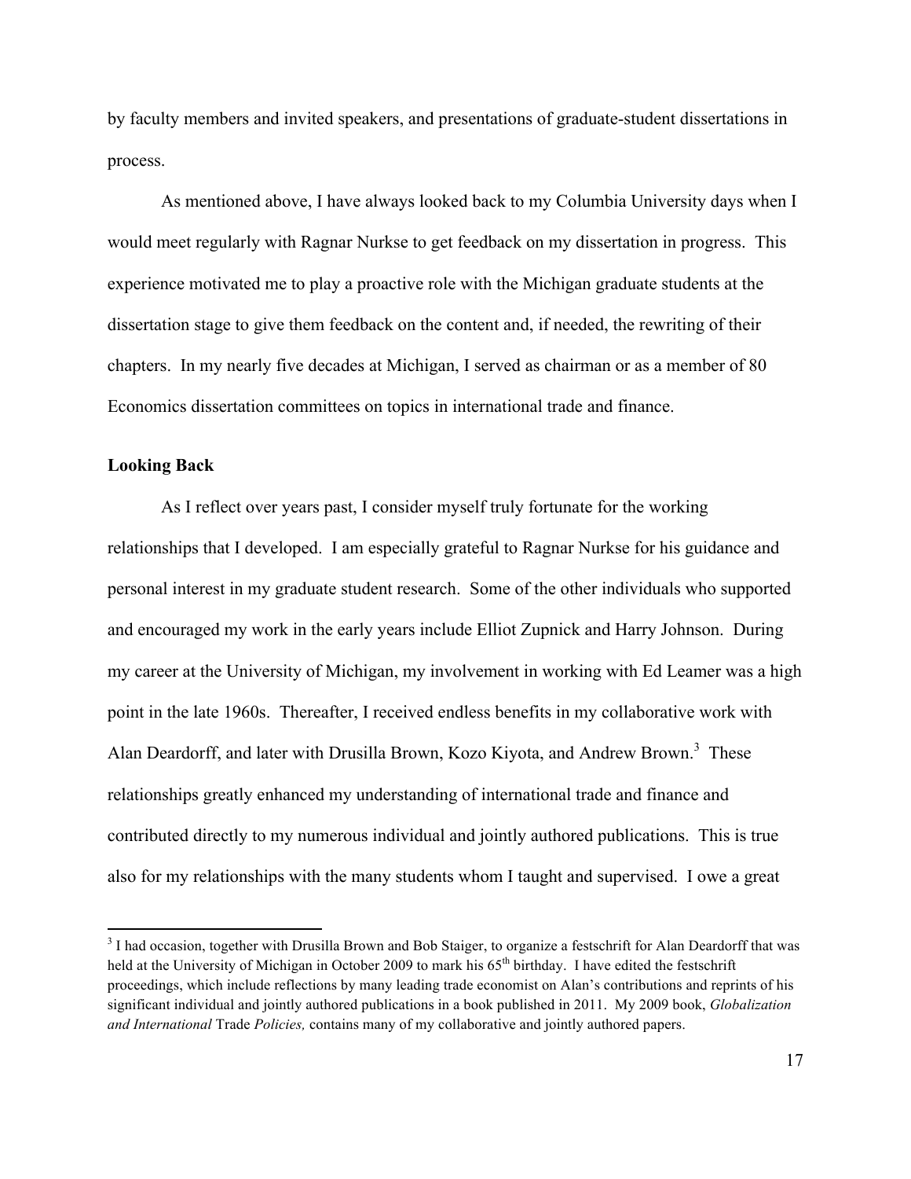by faculty members and invited speakers, and presentations of graduate-student dissertations in process.

As mentioned above, I have always looked back to my Columbia University days when I would meet regularly with Ragnar Nurkse to get feedback on my dissertation in progress. This experience motivated me to play a proactive role with the Michigan graduate students at the dissertation stage to give them feedback on the content and, if needed, the rewriting of their chapters. In my nearly five decades at Michigan, I served as chairman or as a member of 80 Economics dissertation committees on topics in international trade and finance.

**Looking Back**

As I reflect over years past, I consider myself truly fortunate for the working relationships that I developed. I am especially grateful to Ragnar Nurkse for his guidance and personal interest in my graduate student research. Some of the other individuals who supported and encouraged my work in the early years include Elliot Zupnick and Harry Johnson. During my career at the University of Michigan, my involvement in working with Ed Leamer was a high point in the late 1960s. Thereafter, I received endless benefits in my collaborative work with Alan Deardorff, and later with Drusilla Brown, Kozo Kiyota, and Andrew Brown.[3] These relationships greatly enhanced my understanding of international trade and finance and contributed directly to my numerous individual and jointly authored publications. This is true also for my relationships with the many students whom I taught and supervised. I owe a great

[3] I had occasion, together with Drusilla Brown and Bob Staiger, to organize a festschrift for Alan Deardorff that was held at the University of Michigan in October 2009 to mark his 65th birthday. I have edited the festschrift proceedings, which include reflections by many leading trade economist on Alan's contributions and reprints of his significant individual and jointly authored publications in a book published in 2011. My 2009 book, *Globalization and International* Trade *Policies,* contains many of my collaborative and jointly authored papers.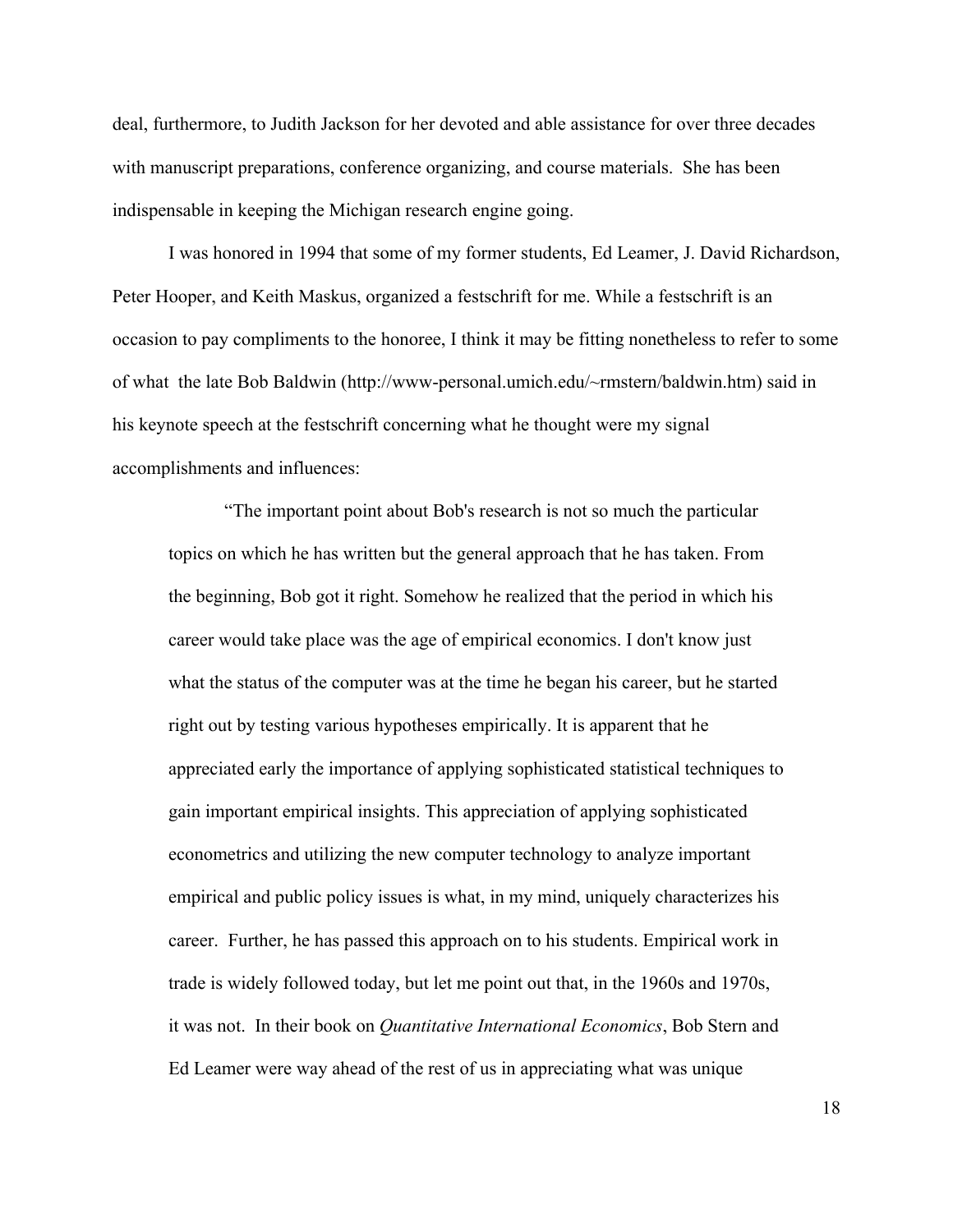deal, furthermore, to Judith Jackson for her devoted and able assistance for over three decades with manuscript preparations, conference organizing, and course materials. She has been indispensable in keeping the Michigan research engine going.

I was honored in 1994 that some of my former students, Ed Leamer, J. David Richardson, Peter Hooper, and Keith Maskus, organized a festschrift for me. While a festschrift is an occasion to pay compliments to the honoree, I think it may be fitting nonetheless to refer to some of what the late Bob Baldwin (http://www-personal.umich.edu/~rmstern/baldwin.htm) said in his keynote speech at the festschrift concerning what he thought were my signal accomplishments and influences:

> "The important point about Bob's research is not so much the particular topics on which he has written but the general approach that he has taken. From the beginning, Bob got it right. Somehow he realized that the period in which his career would take place was the age of empirical economics. I don't know just what the status of the computer was at the time he began his career, but he started right out by testing various hypotheses empirically. It is apparent that he appreciated early the importance of applying sophisticated statistical techniques to gain important empirical insights. This appreciation of applying sophisticated econometrics and utilizing the new computer technology to analyze important empirical and public policy issues is what, in my mind, uniquely characterizes his career. Further, he has passed this approach on to his students. Empirical work in trade is widely followed today, but let me point out that, in the 1960s and 1970s, it was not. In their book on *Quantitative International Economics*, Bob Stern and Ed Leamer were way ahead of the rest of us in appreciating what was unique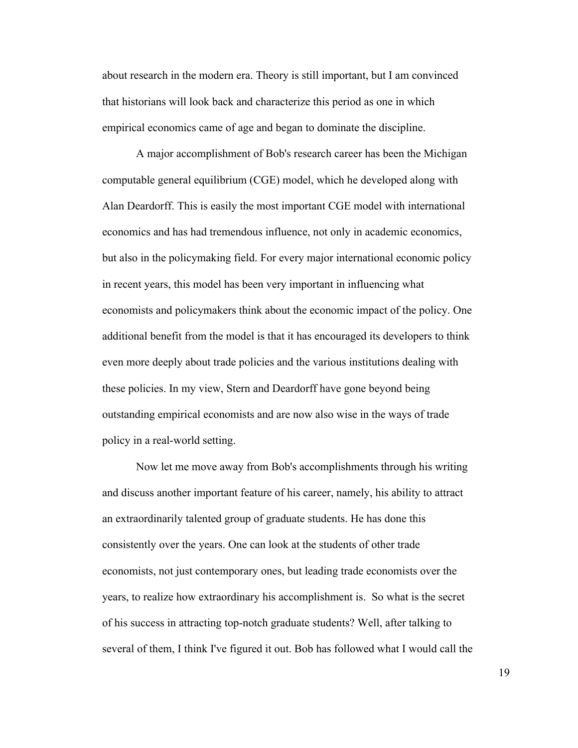about research in the modern era. Theory is still important, but I am convinced that historians will look back and characterize this period as one in which empirical economics came of age and began to dominate the discipline.

A major accomplishment of Bob's research career has been the Michigan computable general equilibrium (CGE) model, which he developed along with Alan Deardorff. This is easily the most important CGE model with international economics and has had tremendous influence, not only in academic economics, but also in the policymaking field. For every major international economic policy in recent years, this model has been very important in influencing what economists and policymakers think about the economic impact of the policy. One additional benefit from the model is that it has encouraged its developers to think even more deeply about trade policies and the various institutions dealing with these policies. In my view, Stern and Deardorff have gone beyond being outstanding empirical economists and are now also wise in the ways of trade policy in a real-world setting.

Now let me move away from Bob's accomplishments through his writing and discuss another important feature of his career, namely, his ability to attract an extraordinarily talented group of graduate students. He has done this consistently over the years. One can look at the students of other trade economists, not just contemporary ones, but leading trade economists over the years, to realize how extraordinary his accomplishment is. So what is the secret of his success in attracting top-notch graduate students? Well, after talking to several of them, I think I've figured it out. Bob has followed what I would call the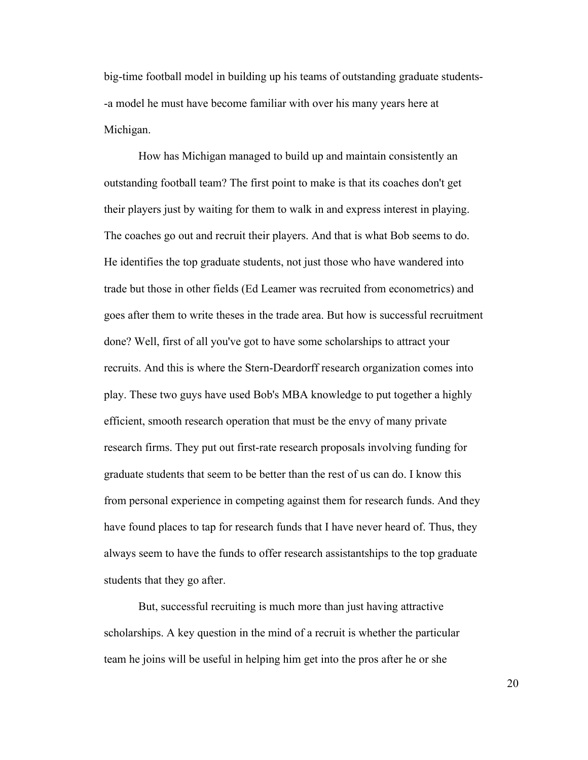big-time football model in building up his teams of outstanding graduate students--a model he must have become familiar with over his many years here at Michigan.

How has Michigan managed to build up and maintain consistently an outstanding football team? The first point to make is that its coaches don't get their players just by waiting for them to walk in and express interest in playing. The coaches go out and recruit their players. And that is what Bob seems to do. He identifies the top graduate students, not just those who have wandered into trade but those in other fields (Ed Leamer was recruited from econometrics) and goes after them to write theses in the trade area. But how is successful recruitment done? Well, first of all you've got to have some scholarships to attract your recruits. And this is where the Stern-Deardorff research organization comes into play. These two guys have used Bob's MBA knowledge to put together a highly efficient, smooth research operation that must be the envy of many private research firms. They put out first-rate research proposals involving funding for graduate students that seem to be better than the rest of us can do. I know this from personal experience in competing against them for research funds. And they have found places to tap for research funds that I have never heard of. Thus, they always seem to have the funds to offer research assistantships to the top graduate students that they go after.

But, successful recruiting is much more than just having attractive scholarships. A key question in the mind of a recruit is whether the particular team he joins will be useful in helping him get into the pros after he or she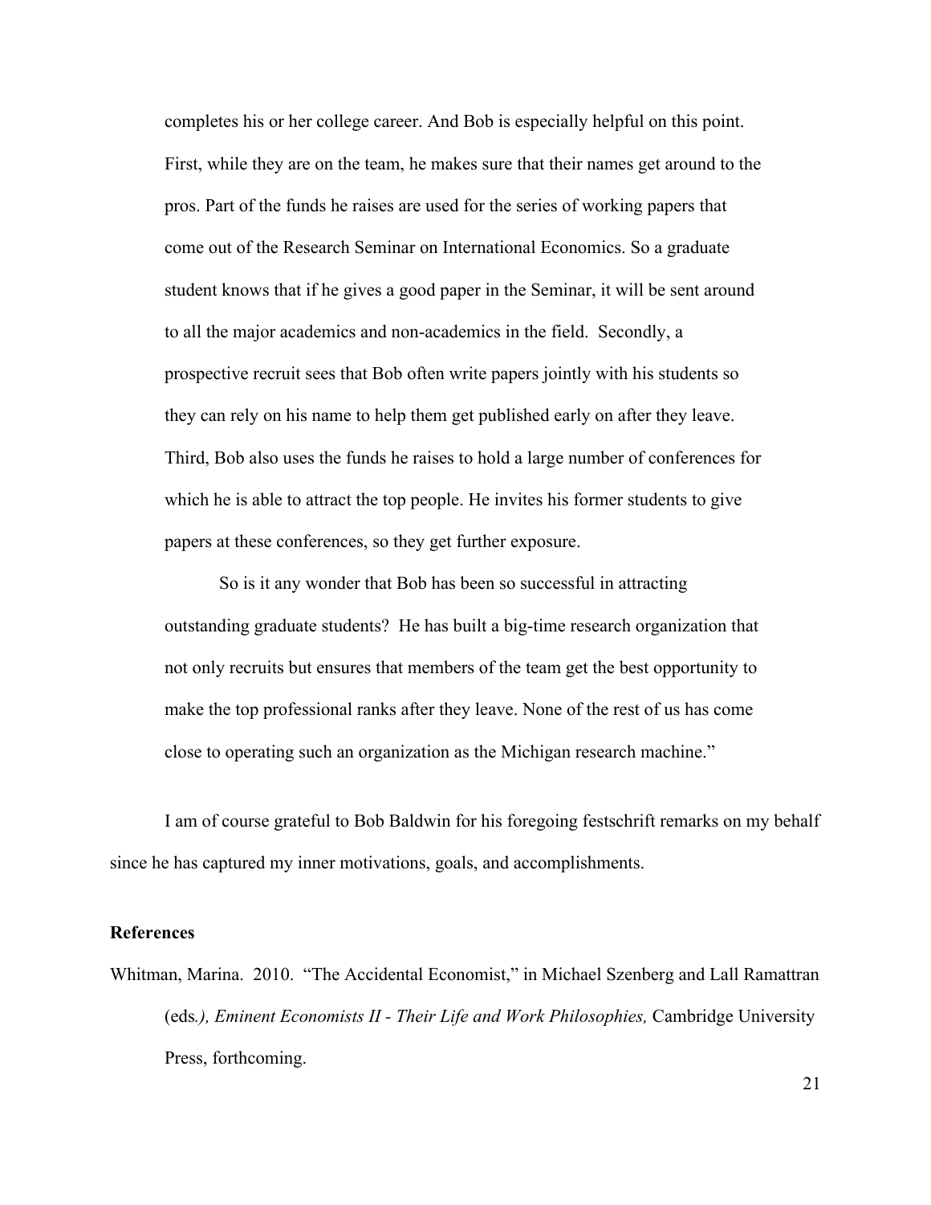completes his or her college career. And Bob is especially helpful on this point. First, while they are on the team, he makes sure that their names get around to the pros. Part of the funds he raises are used for the series of working papers that come out of the Research Seminar on International Economics. So a graduate student knows that if he gives a good paper in the Seminar, it will be sent around to all the major academics and non-academics in the field. Secondly, a prospective recruit sees that Bob often write papers jointly with his students so they can rely on his name to help them get published early on after they leave. Third, Bob also uses the funds he raises to hold a large number of conferences for which he is able to attract the top people. He invites his former students to give papers at these conferences, so they get further exposure.

So is it any wonder that Bob has been so successful in attracting outstanding graduate students? He has built a big-time research organization that not only recruits but ensures that members of the team get the best opportunity to make the top professional ranks after they leave. None of the rest of us has come close to operating such an organization as the Michigan research machine."

I am of course grateful to Bob Baldwin for his foregoing festschrift remarks on my behalf since he has captured my inner motivations, goals, and accomplishments.

**References**

Whitman, Marina. 2010. "The Accidental Economist," in Michael Szenberg and Lall Ramattran (eds*.), Eminent Economists II - Their Life and Work Philosophies,* Cambridge University Press, forthcoming.